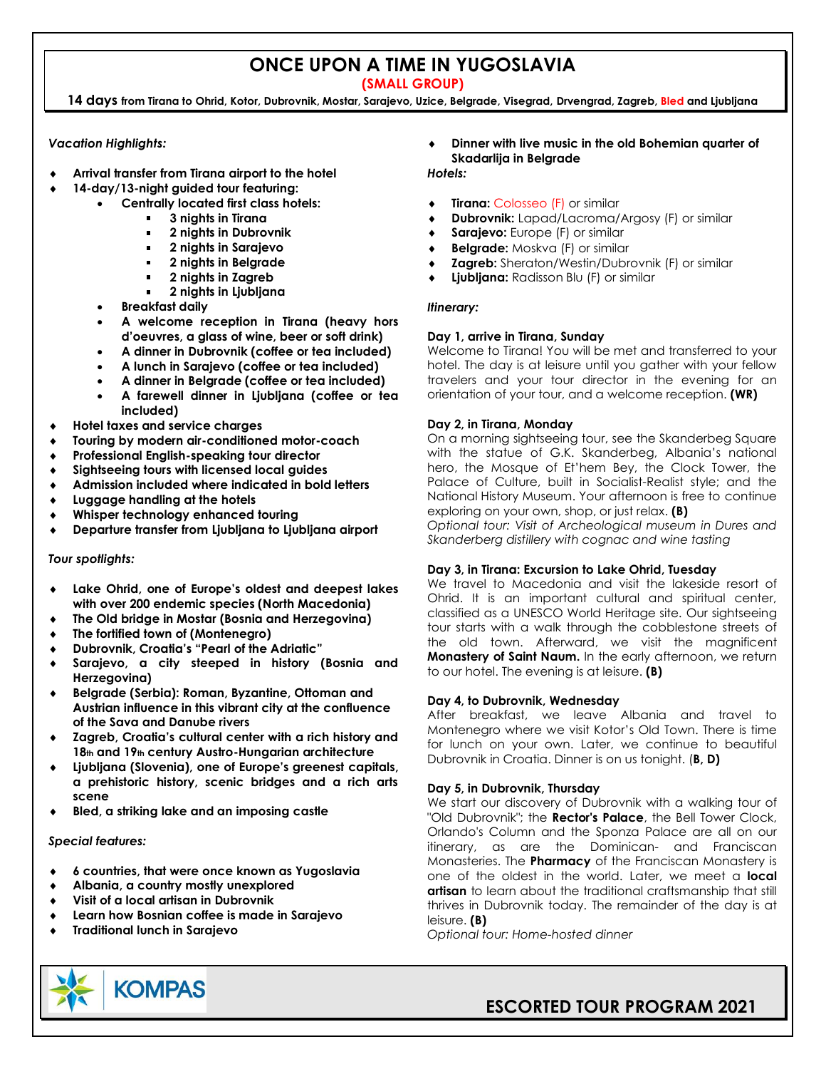# ONCE UPON A TIME IN YUGOSLAVIA

**(SMALL GROUP)**

**14 days from Tirana to Ohrid, Kotor, Dubrovnik, Mostar, Sarajevo, Uzice, Belgrade, Visegrad, Drvengrad, Zagreb, Bled and Ljubljana**

*Vacation Highlights:*

- **Arrival transfer from Tirana airport to the hotel**
- **14-day/13-night guided tour featuring:**
  - **Centrally located first class hotels:**
    - **3 nights in Tirana**
    - **2 nights in Dubrovnik**
    - **2 nights in Sarajevo**
    - **2 nights in Belgrade**
    - **2 nights in Zagreb**
    - **2 nights in Ljubljana**
  - **Breakfast daily**
  - **A welcome reception in Tirana (heavy hors d'oeuvres, a glass of wine, beer or soft drink)**
  - **A dinner in Dubrovnik (coffee or tea included)**
  - **A lunch in Sarajevo (coffee or tea included)**
  - **A dinner in Belgrade (coffee or tea included)**
  - **A farewell dinner in Ljubljana (coffee or tea included)**
- **Hotel taxes and service charges**
- **Touring by modern air-conditioned motor-coach**
- **Professional English-speaking tour director**
- **Sightseeing tours with licensed local guides**
- **Admission included where indicated in bold letters**
- **Luggage handling at the hotels**
- **Whisper technology enhanced touring**
- **Departure transfer from Ljubljana to Ljubljana airport**

*Tour spotlights:*

- **Lake Ohrid, one of Europe's oldest and deepest lakes with over 200 endemic species (North Macedonia)**
- **The Old bridge in Mostar (Bosnia and Herzegovina)**
- **The fortified town of (Montenegro)**
- **Dubrovnik, Croatia's "Pearl of the Adriatic"**
- **Sarajevo, a city steeped in history (Bosnia and Herzegovina)**
- **Belgrade (Serbia): Roman, Byzantine, Ottoman and Austrian influence in this vibrant city at the confluence of the Sava and Danube rivers**
- **Zagreb, Croatia's cultural center with a rich history and 18th and 19th century Austro-Hungarian architecture**
- **Ljubljana (Slovenia), one of Europe's greenest capitals, a prehistoric history, scenic bridges and a rich arts scene**
- **Bled, a striking lake and an imposing castle**

*Special features:*

- **6 countries, that were once known as Yugoslavia**
- **Albania, a country mostly unexplored**
- **Visit of a local artisan in Dubrovnik**
- **Learn how Bosnian coffee is made in Sarajevo**
- **Traditional lunch in Sarajevo**
- **Dinner with live music in the old Bohemian quarter of Skadarlija in Belgrade**

*Hotels:*

- **Tirana:** Colosseo (F) or similar
- **Dubrovnik:** Lapad/Lacroma/Argosy (F) or similar
- **Sarajevo:** Europe (F) or similar
- **Belgrade:** Moskva (F) or similar
- **Zagreb:** Sheraton/Westin/Dubrovnik (F) or similar
- **Ljubljana:** Radisson Blu (F) or similar

*Itinerary:*

**Day 1, arrive in Tirana, Sunday**

Welcome to Tirana! You will be met and transferred to your hotel. The day is at leisure until you gather with your fellow travelers and your tour director in the evening for an orientation of your tour, and a welcome reception. **(WR)**

**Day 2, in Tirana, Monday**

On a morning sightseeing tour, see the Skanderbeg Square with the statue of G.K. Skanderberg, Albania's national hero, the Mosque of Et'hem Bey, the Clock Tower, the Palace of Culture, built in Socialist-Realist style; and the National History Museum. Your afternoon is free to continue exploring on your own, shop, or just relax. **(B)**

*Optional tour: Visit of Archeological museum in Dures and Skanderberg distillery with cognac and wine tasting*

**Day 3, in Tirana: Excursion to Lake Ohrid, Tuesday**

We travel to Macedonia and visit the lakeside resort of Ohrid. It is an important cultural and spiritual center, classified as a UNESCO World Heritage site. Our sightseeing tour starts with a walk through the cobblestone streets of the old town. Afterward, we visit the magnificent **Monastery of Saint Naum.** In the early afternoon, we return to our hotel. The evening is at leisure. **(B)**

**Day 4, to Dubrovnik, Wednesday**

After breakfast, we leave Albania and travel to Montenegro where we visit Kotor's Old Town. There is time for lunch on your own. Later, we continue to beautiful Dubrovnik in Croatia. Dinner is on us tonight. (**B, D)**

**Day 5, in Dubrovnik, Thursday**

We start our discovery of Dubrovnik with a walking tour of "Old Dubrovnik"; the **Rector's Palace**, the Bell Tower Clock, Orlando's Column and the Sponza Palace are all on our itinerary, as are the Dominican- and Franciscan Monasteries. The **Pharmacy** of the Franciscan Monastery is one of the oldest in the world. Later, we meet a **local artisan** to learn about the traditional craftsmanship that still thrives in Dubrovnik today. The remainder of the day is at leisure. **(B)**

*Optional tour: Home-hosted dinner*

KOMPAS

**ESCORTED TOUR PROGRAM 2021**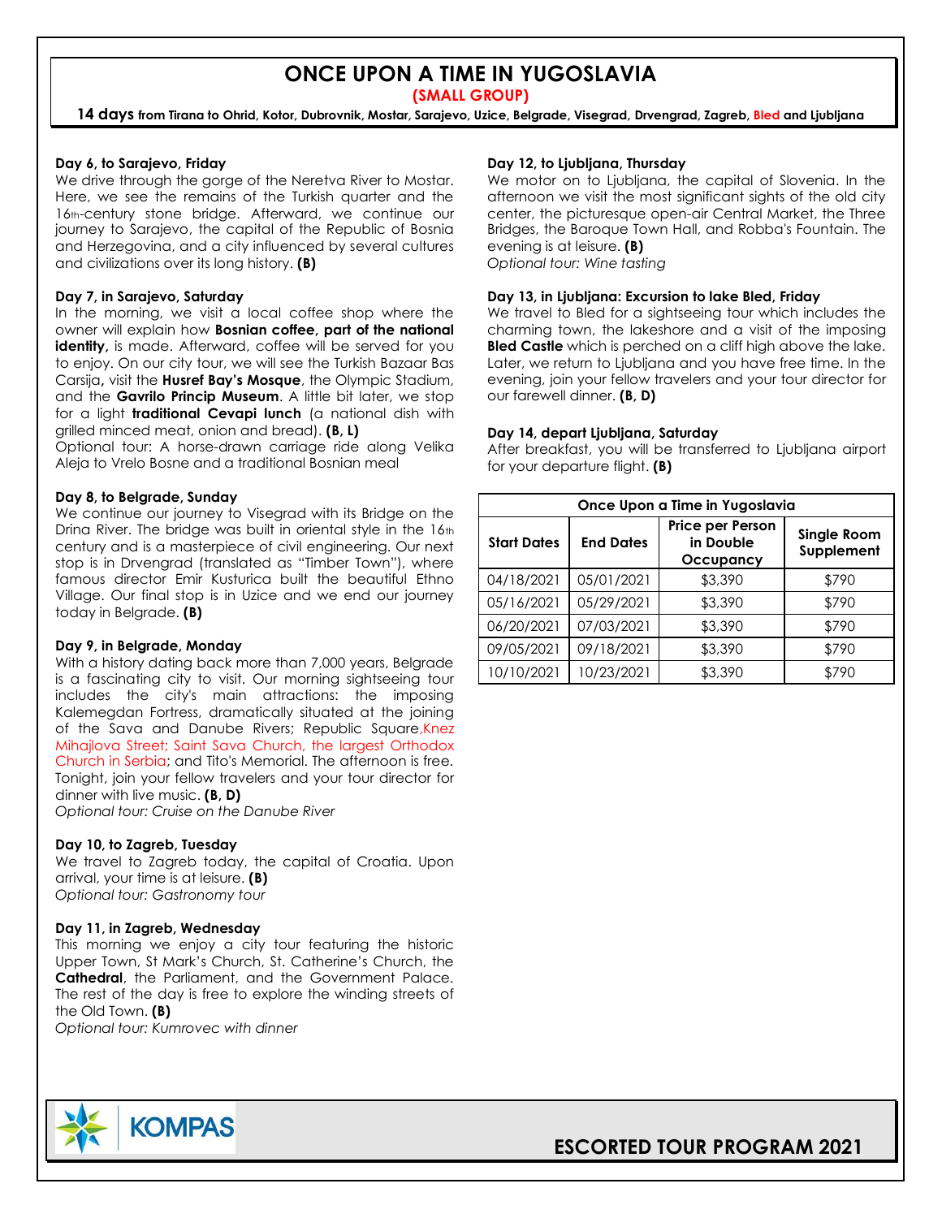# ONCE UPON A TIME IN YUGOSLAVIA

**(SMALL GROUP)**

**14 days from Tirana to Ohrid, Kotor, Dubrovnik, Mostar, Sarajevo, Uzice, Belgrade, Visegrad, Drvengrad, Zagreb, Bled and Ljubljana**

### Day 6, to Sarajevo, Friday

We drive through the gorge of the Neretva River to Mostar. Here, we see the remains of the Turkish quarter and the 16th-century stone bridge. Afterward, we continue our journey to Sarajevo, the capital of the Republic of Bosnia and Herzegovina, and a city influenced by several cultures and civilizations over its long history. **(B)**

### Day 7, in Sarajevo, Saturday

In the morning, we visit a local coffee shop where the owner will explain how **Bosnian coffee, part of the national identity,** is made. Afterward, coffee will be served for you to enjoy. On our city tour, we will see the Turkish Bazaar Bas Carsija, visit the **Husref Bay's Mosque**, the Olympic Stadium, and the **Gavrilo Princip Museum**. A little bit later, we stop for a light **traditional Cevapi lunch** (a national dish with grilled minced meat, onion and bread). **(B, L)**

Optional tour: A horse-drawn carriage ride along Velika Aleja to Vrelo Bosne and a traditional Bosnian meal

### Day 8, to Belgrade, Sunday

We continue our journey to Visegrad with its Bridge on the Drina River. The bridge was built in oriental style in the 16th century and is a masterpiece of civil engineering. Our next stop is in Drvengrad (translated as "Timber Town"), where famous director Emir Kusturica built the beautiful Ethno Village. Our final stop is in Uzice and we end our journey today in Belgrade. **(B)**

### Day 9, in Belgrade, Monday

With a history dating back more than 7,000 years, Belgrade is a fascinating city to visit. Our morning sightseeing tour includes the city's main attractions: the imposing Kalemegdan Fortress, dramatically situated at the joining of the Sava and Danube Rivers; Republic Square,Knez Mihajlova Street; Saint Sava Church, the largest Orthodox Church in Serbia; and Tito's Memorial. The afternoon is free. Tonight, join your fellow travelers and your tour director for dinner with live music. **(B, D)**

*Optional tour: Cruise on the Danube River*

### Day 10, to Zagreb, Tuesday

We travel to Zagreb today, the capital of Croatia. Upon arrival, your time is at leisure. **(B)**

*Optional tour: Gastronomy tour*

### Day 11, in Zagreb, Wednesday

This morning we enjoy a city tour featuring the historic Upper Town, St Mark's Church, St. Catherine's Church, the **Cathedral**, the Parliament, and the Government Palace. The rest of the day is free to explore the winding streets of the Old Town. **(B)**

*Optional tour: Kumrovec with dinner*

### Day 12, to Ljubljana, Thursday

We motor on to Ljubljana, the capital of Slovenia. In the afternoon we visit the most significant sights of the old city center, the picturesque open-air Central Market, the Three Bridges, the Baroque Town Hall, and Robba's Fountain. The evening is at leisure. **(B)**

*Optional tour: Wine tasting*

### Day 13, in Ljubljana: Excursion to lake Bled, Friday

We travel to Bled for a sightseeing tour which includes the charming town, the lakeshore and a visit of the imposing **Bled Castle** which is perched on a cliff high above the lake. Later, we return to Ljubljana and you have free time. In the evening, join your fellow travelers and your tour director for our farewell dinner. **(B, D)**

### Day 14, depart Ljubljana, Saturday

After breakfast, you will be transferred to Ljubljana airport for your departure flight. **(B)**

| Once Upon a Time in Yugoslavia | | | |
|---|---|---|---|
| **Start Dates** | **End Dates** | **Price per Person in Double Occupancy** | **Single Room Supplement** |
| 04/18/2021 | 05/01/2021 | $3,390 | $790 |
| 05/16/2021 | 05/29/2021 | $3,390 | $790 |
| 06/20/2021 | 07/03/2021 | $3,390 | $790 |
| 09/05/2021 | 09/18/2021 | $3,390 | $790 |
| 10/10/2021 | 10/23/2021 | $3,390 | $790 |

KOMPAS

**ESCORTED TOUR PROGRAM 2021**